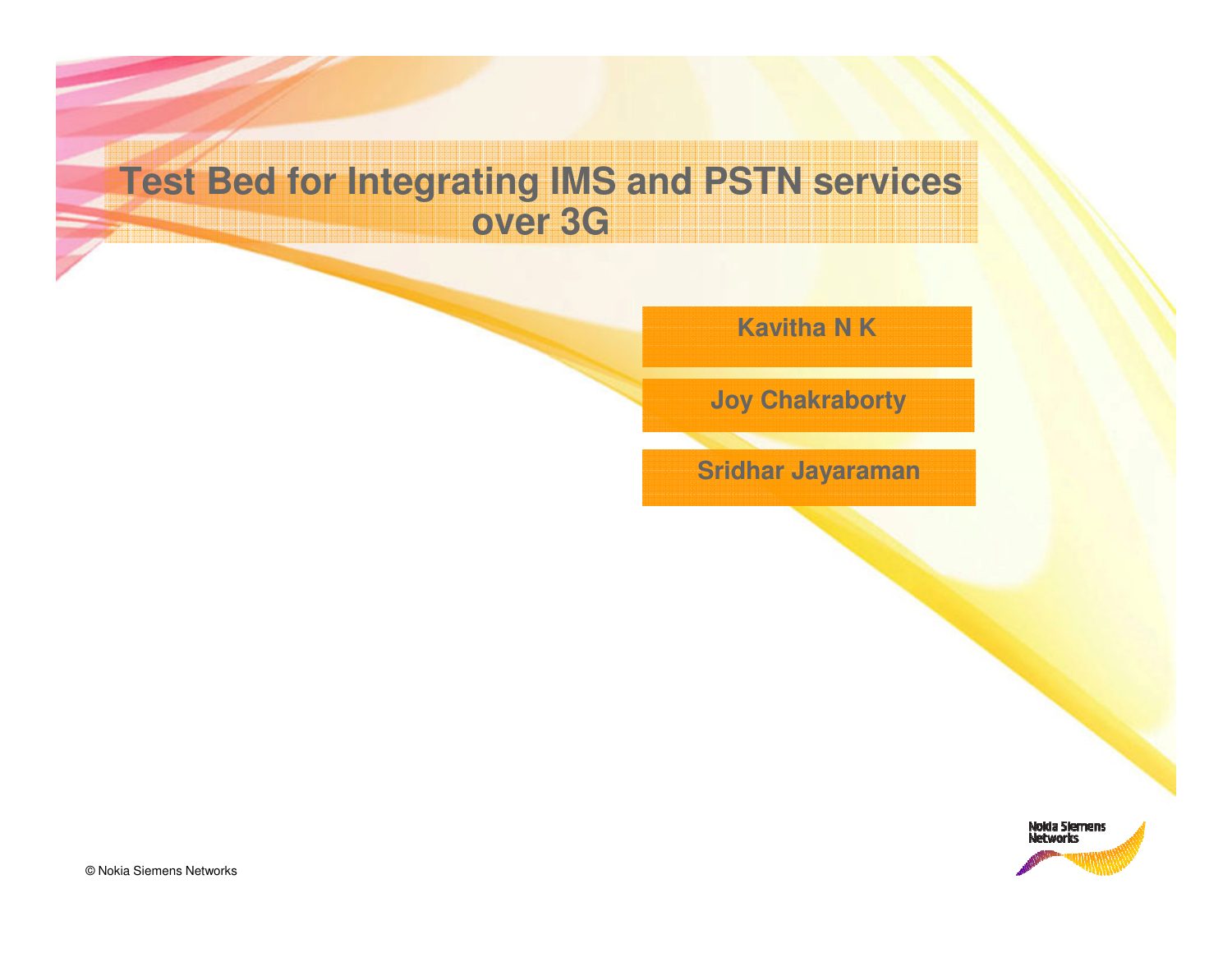# Test Bed for Integrating IMS and PSTN services over 3G

**Kavitha N K**

**Joy Chakraborty**

**Sridhar Jayaraman**

© Nokia Siemens Networks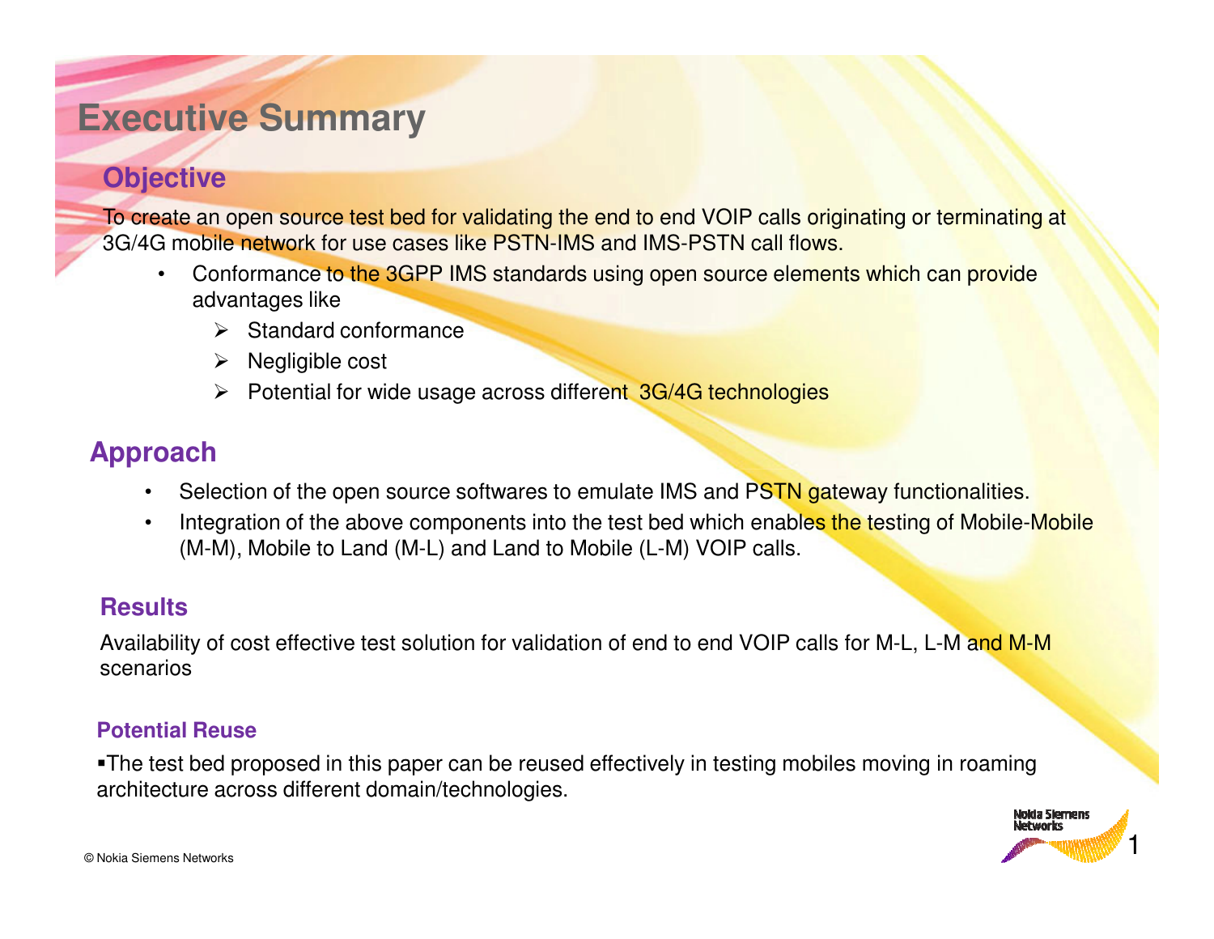# Executive Summary

## Objective

To create an open source test bed for validating the end to end VOIP calls originating or terminating at 3G/4G mobile network for use cases like PSTN-IMS and IMS-PSTN call flows.

- Conformance to the 3GPP IMS standards using open source elements which can provide advantages like
  - Standard conformance
  - Negligible cost
  - Potential for wide usage across different 3G/4G technologies

## Approach

- Selection of the open source softwares to emulate IMS and PSTN gateway functionalities.
- Integration of the above components into the test bed which enables the testing of Mobile-Mobile (M-M), Mobile to Land (M-L) and Land to Mobile (L-M) VOIP calls.

## Results

Availability of cost effective test solution for validation of end to end VOIP calls for M-L, L-M and M-M scenarios

### Potential Reuse

- The test bed proposed in this paper can be reused effectively in testing mobiles moving in roaming architecture across different domain/technologies.

© Nokia Siemens Networks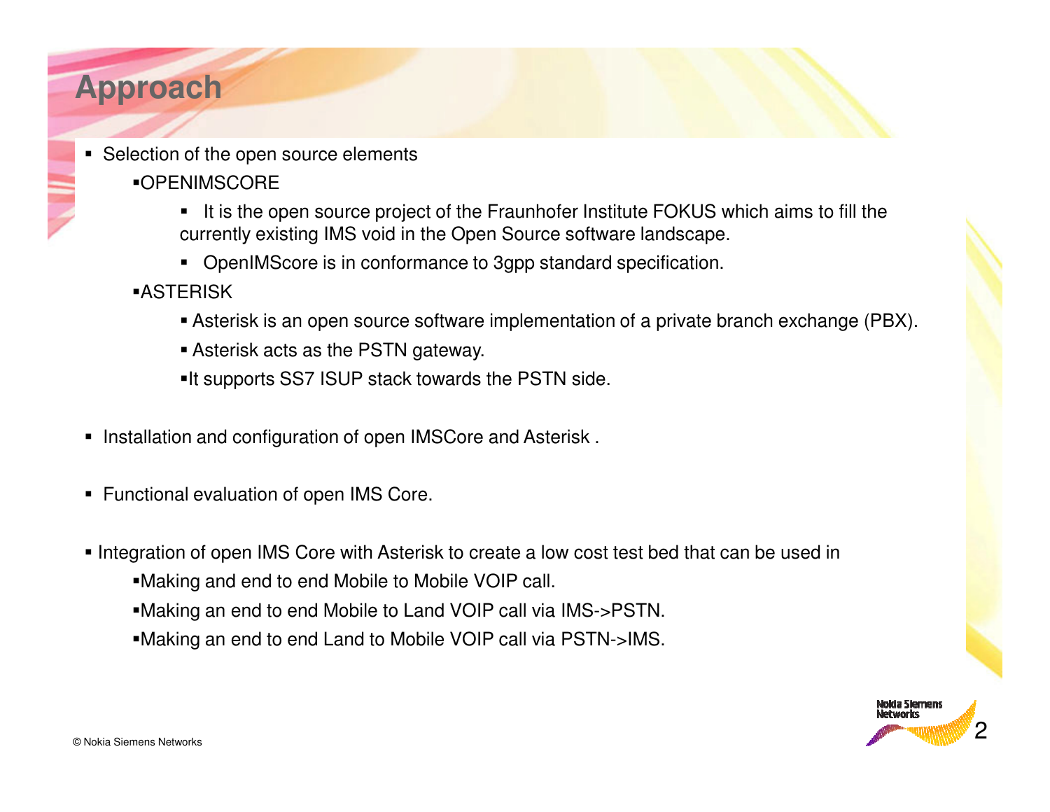# Approach

- Selection of the open source elements
  - OPENIMSCORE
    - It is the open source project of the Fraunhofer Institute FOKUS which aims to fill the currently existing IMS void in the Open Source software landscape.
    - OpenIMScore is in conformance to 3gpp standard specification.
  - ASTERISK
    - Asterisk is an open source software implementation of a private branch exchange (PBX).
    - Asterisk acts as the PSTN gateway.
    - It supports SS7 ISUP stack towards the PSTN side.

- Installation and configuration of open IMSCore and Asterisk .

- Functional evaluation of open IMS Core.

- Integration of open IMS Core with Asterisk to create a low cost test bed that can be used in
  - Making and end to end Mobile to Mobile VOIP call.
  - Making an end to end Mobile to Land VOIP call via IMS->PSTN.
  - Making an end to end Land to Mobile VOIP call via PSTN->IMS.

© Nokia Siemens Networks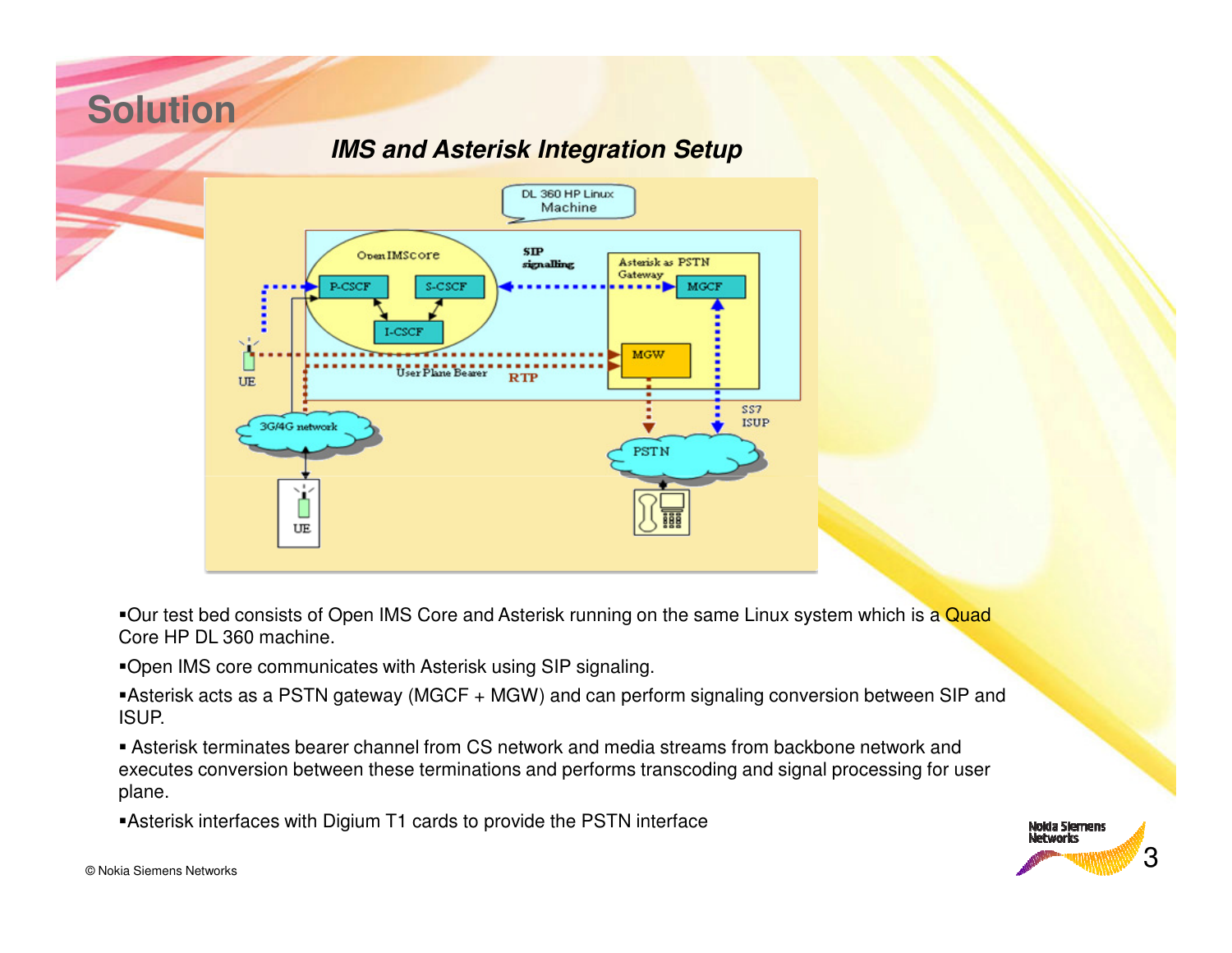# Solution

***IMS and Asterisk Integration Setup***

DL 360 HP Linux Machine

Open IMS core

P-CSCF

S-CSCF

I-CSCF

SIP signalling

Asterisk as PSTN Gateway

MGCF

MGW

UE

User Plane Bearer

RTP

SS7 ISUP

3G/4G network

PSTN

UE

- Our test bed consists of Open IMS Core and Asterisk running on the same Linux system which is a Quad Core HP DL 360 machine.
- Open IMS core communicates with Asterisk using SIP signaling.
- Asterisk acts as a PSTN gateway (MGCF + MGW) and can perform signaling conversion between SIP and ISUP.
- Asterisk terminates bearer channel from CS network and media streams from backbone network and executes conversion between these terminations and performs transcoding and signal processing for user plane.
- Asterisk interfaces with Digium T1 cards to provide the PSTN interface

© Nokia Siemens Networks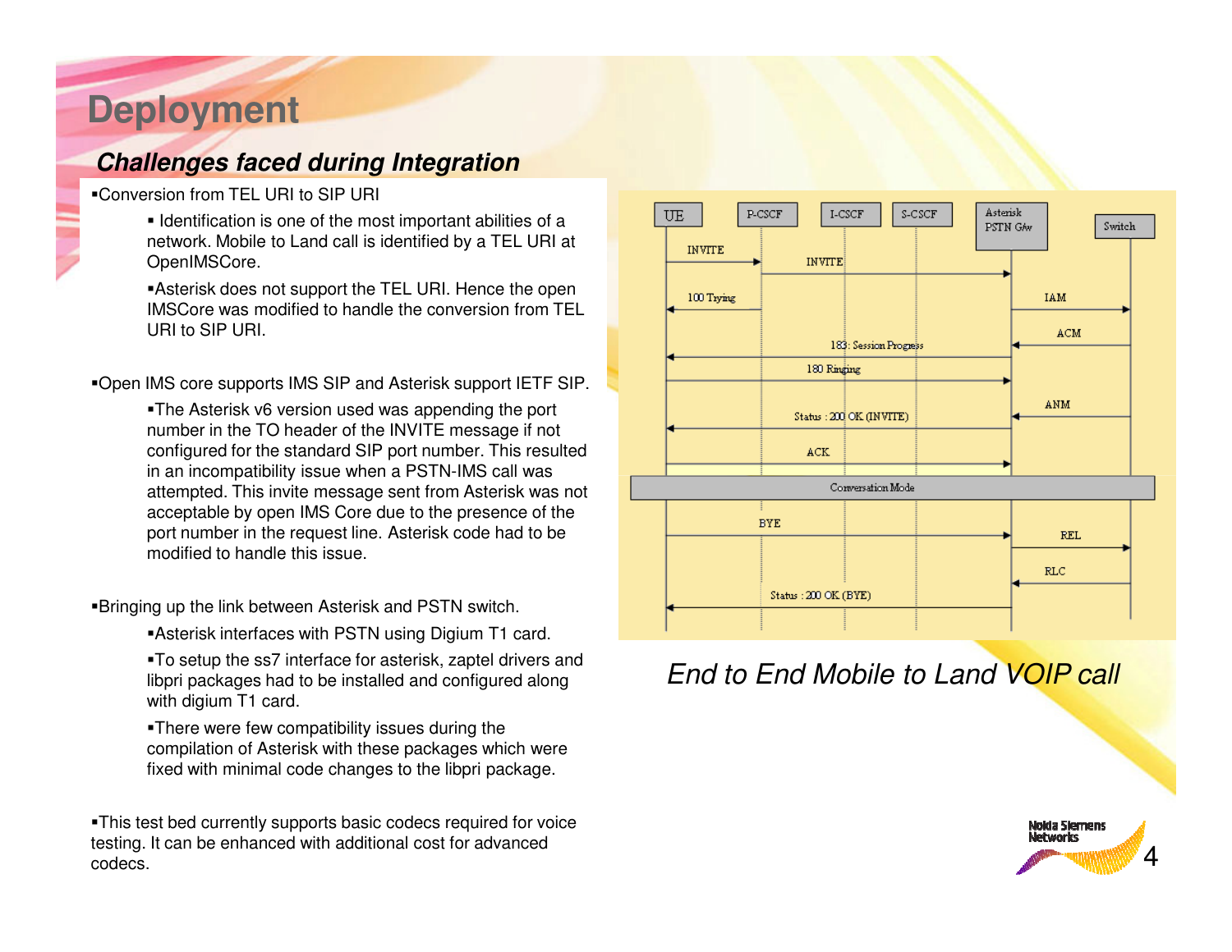# Deployment

## *Challenges faced during Integration*

- Conversion from TEL URI to SIP URI
  - Identification is one of the most important abilities of a network. Mobile to Land call is identified by a TEL URI at OpenIMSCore.
  - Asterisk does not support the TEL URI. Hence the open IMSCore was modified to handle the conversion from TEL URI to SIP URI.

- Open IMS core supports IMS SIP and Asterisk support IETF SIP.
  - The Asterisk v6 version used was appending the port number in the TO header of the INVITE message if not configured for the standard SIP port number. This resulted in an incompatibility issue when a PSTN-IMS call was attempted. This invite message sent from Asterisk was not acceptable by open IMS Core due to the presence of the port number in the request line. Asterisk code had to be modified to handle this issue.

- Bringing up the link between Asterisk and PSTN switch.
  - Asterisk interfaces with PSTN using Digium T1 card.
  - To setup the ss7 interface for asterisk, zaptel drivers and libpri packages had to be installed and configured along with digium T1 card.
  - There were few compatibility issues during the compilation of Asterisk with these packages which were fixed with minimal code changes to the libpri package.

- This test bed currently supports basic codecs required for voice testing. It can be enhanced with additional cost for advanced codecs.

UE
P-CSCF
I-CSCF
S-CSCF
Asterisk PSTN G/w
Switch
INVITE
INVITE
100 Trying
IAM
ACM
183: Session Progress
180 Ringing
ANM
Status : 200 OK (INVITE)
ACK
Conversation Mode
BYE
REL
RLC
Status : 200 OK (BYE)

*End to End Mobile to Land VOIP call*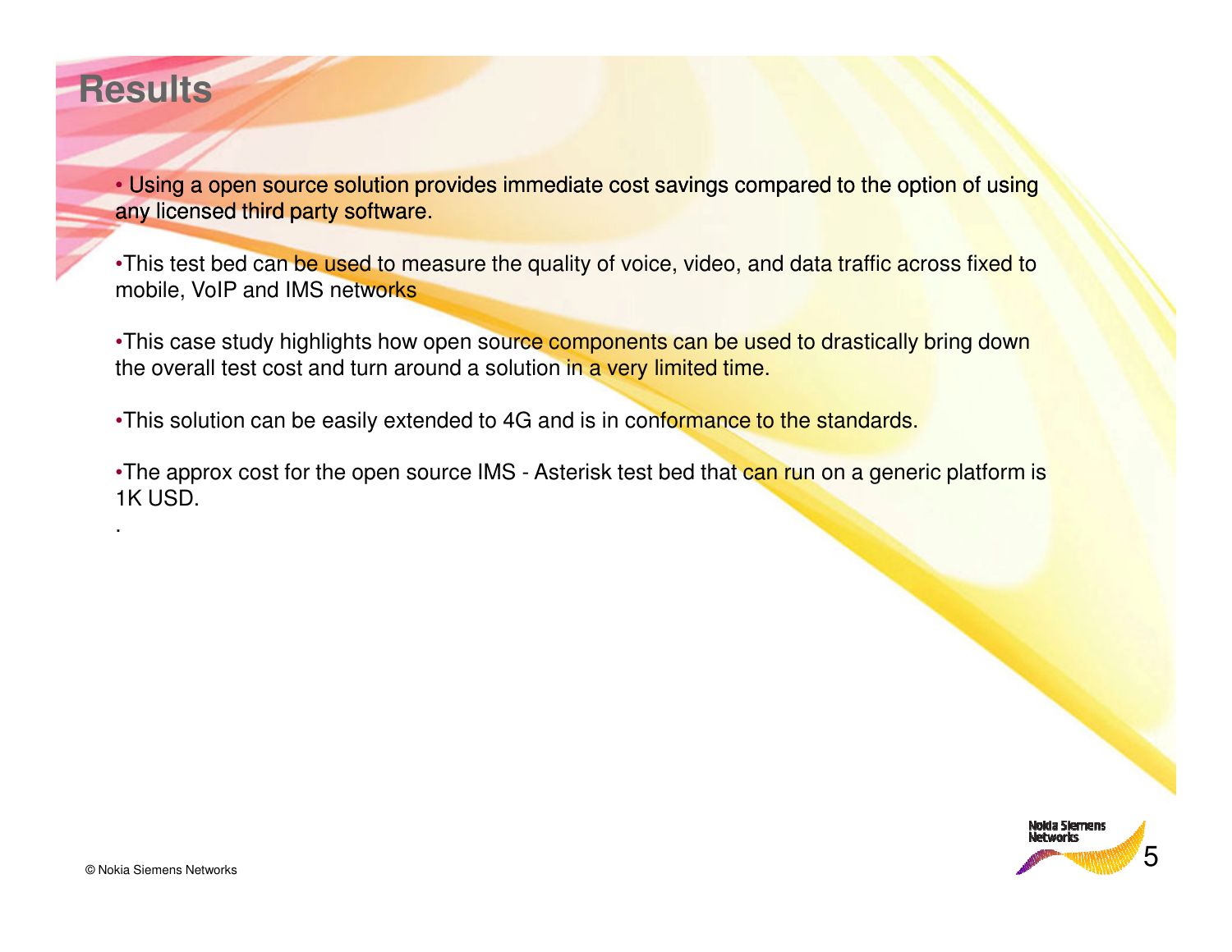# Results

- Using a open source solution provides immediate cost savings compared to the option of using any licensed third party software.
- This test bed can be used to measure the quality of voice, video, and data traffic across fixed to mobile, VoIP and IMS networks
- This case study highlights how open source components can be used to drastically bring down the overall test cost and turn around a solution in a very limited time.
- This solution can be easily extended to 4G and is in conformance to the standards.
- The approx cost for the open source IMS - Asterisk test bed that can run on a generic platform is 1K USD.

.

© Nokia Siemens Networks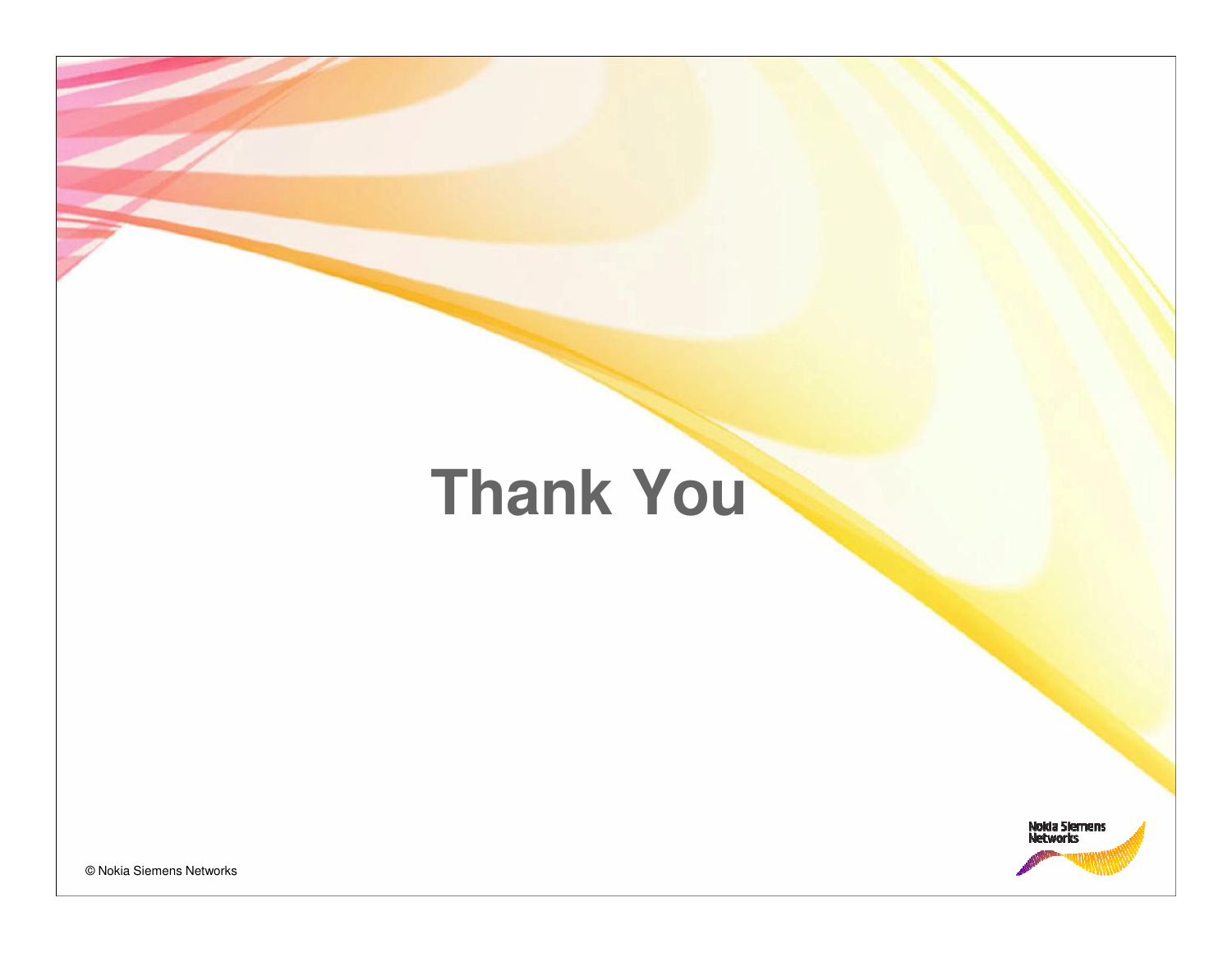# Thank You

© Nokia Siemens Networks